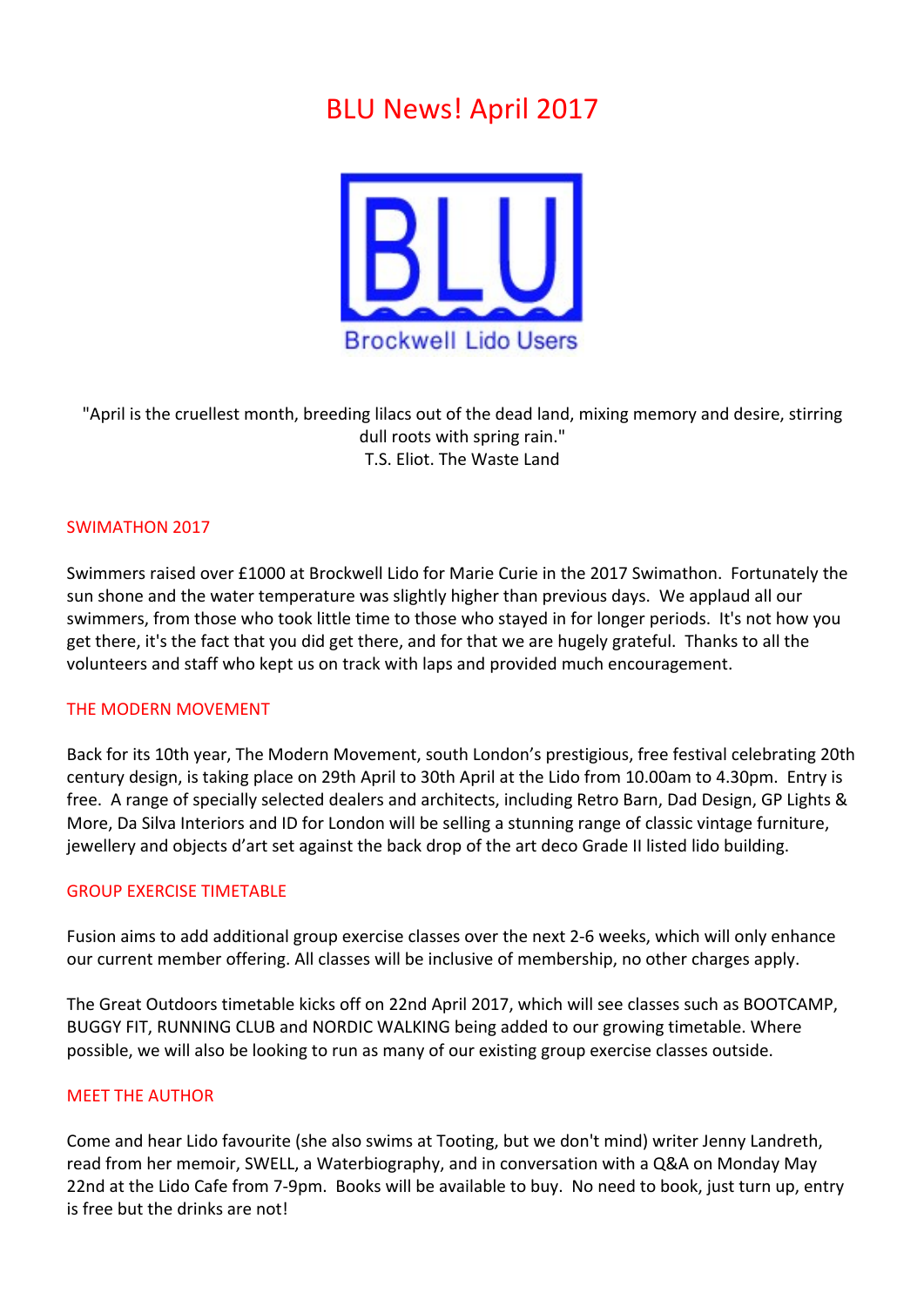# BLU News! April 2017

BLU

Brockwell Lido Users

"April is the cruellest month, breeding lilacs out of the dead land, mixing memory and desire, stirring dull roots with spring rain."
T.S. Eliot. The Waste Land

## SWIMATHON 2017

Swimmers raised over £1000 at Brockwell Lido for Marie Curie in the 2017 Swimathon. Fortunately the sun shone and the water temperature was slightly higher than previous days. We applaud all our swimmers, from those who took little time to those who stayed in for longer periods. It's not how you get there, it's the fact that you did get there, and for that we are hugely grateful. Thanks to all the volunteers and staff who kept us on track with laps and provided much encouragement.

## THE MODERN MOVEMENT

Back for its 10th year, The Modern Movement, south London's prestigious, free festival celebrating 20th century design, is taking place on 29th April to 30th April at the Lido from 10.00am to 4.30pm. Entry is free. A range of specially selected dealers and architects, including Retro Barn, Dad Design, GP Lights & More, Da Silva Interiors and ID for London will be selling a stunning range of classic vintage furniture, jewellery and objects d'art set against the back drop of the art deco Grade II listed lido building.

## GROUP EXERCISE TIMETABLE

Fusion aims to add additional group exercise classes over the next 2-6 weeks, which will only enhance our current member offering. All classes will be inclusive of membership, no other charges apply.

The Great Outdoors timetable kicks off on 22nd April 2017, which will see classes such as BOOTCAMP, BUGGY FIT, RUNNING CLUB and NORDIC WALKING being added to our growing timetable. Where possible, we will also be looking to run as many of our existing group exercise classes outside.

## MEET THE AUTHOR

Come and hear Lido favourite (she also swims at Tooting, but we don't mind) writer Jenny Landreth, read from her memoir, SWELL, a Waterbiography, and in conversation with a Q&A on Monday May 22nd at the Lido Cafe from 7-9pm. Books will be available to buy. No need to book, just turn up, entry is free but the drinks are not!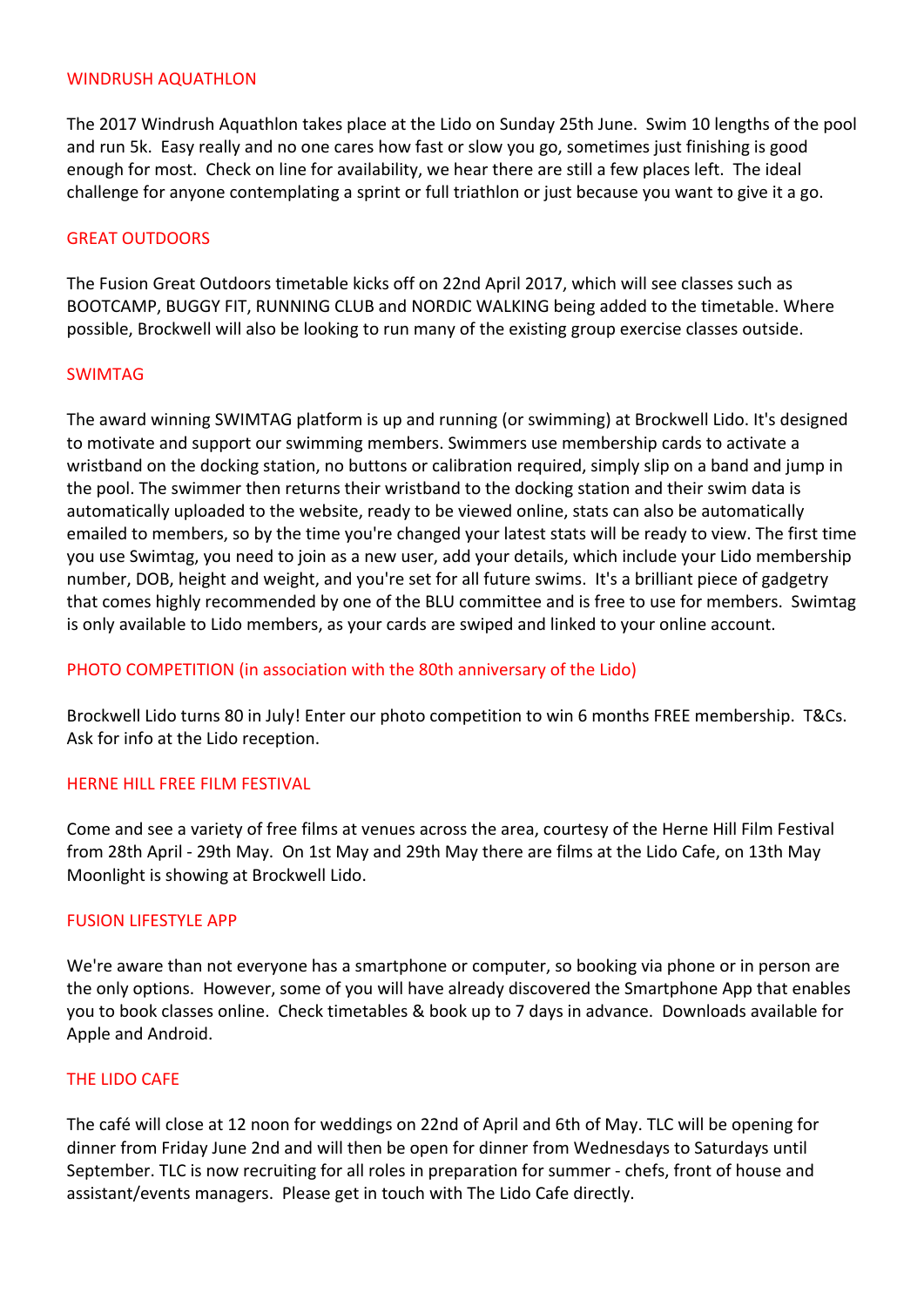## WINDRUSH AQUATHLON

The 2017 Windrush Aquathlon takes place at the Lido on Sunday 25th June. Swim 10 lengths of the pool and run 5k. Easy really and no one cares how fast or slow you go, sometimes just finishing is good enough for most. Check on line for availability, we hear there are still a few places left. The ideal challenge for anyone contemplating a sprint or full triathlon or just because you want to give it a go.

## GREAT OUTDOORS

The Fusion Great Outdoors timetable kicks off on 22nd April 2017, which will see classes such as BOOTCAMP, BUGGY FIT, RUNNING CLUB and NORDIC WALKING being added to the timetable. Where possible, Brockwell will also be looking to run many of the existing group exercise classes outside.

## SWIMTAG

The award winning SWIMTAG platform is up and running (or swimming) at Brockwell Lido. It's designed to motivate and support our swimming members. Swimmers use membership cards to activate a wristband on the docking station, no buttons or calibration required, simply slip on a band and jump in the pool. The swimmer then returns their wristband to the docking station and their swim data is automatically uploaded to the website, ready to be viewed online, stats can also be automatically emailed to members, so by the time you're changed your latest stats will be ready to view. The first time you use Swimtag, you need to join as a new user, add your details, which include your Lido membership number, DOB, height and weight, and you're set for all future swims. It's a brilliant piece of gadgetry that comes highly recommended by one of the BLU committee and is free to use for members. Swimtag is only available to Lido members, as your cards are swiped and linked to your online account.

## PHOTO COMPETITION (in association with the 80th anniversary of the Lido)

Brockwell Lido turns 80 in July! Enter our photo competition to win 6 months FREE membership. T&Cs. Ask for info at the Lido reception.

## HERNE HILL FREE FILM FESTIVAL

Come and see a variety of free films at venues across the area, courtesy of the Herne Hill Film Festival from 28th April - 29th May. On 1st May and 29th May there are films at the Lido Cafe, on 13th May Moonlight is showing at Brockwell Lido.

## FUSION LIFESTYLE APP

We're aware than not everyone has a smartphone or computer, so booking via phone or in person are the only options. However, some of you will have already discovered the Smartphone App that enables you to book classes online. Check timetables & book up to 7 days in advance. Downloads available for Apple and Android.

## THE LIDO CAFE

The café will close at 12 noon for weddings on 22nd of April and 6th of May. TLC will be opening for dinner from Friday June 2nd and will then be open for dinner from Wednesdays to Saturdays until September. TLC is now recruiting for all roles in preparation for summer - chefs, front of house and assistant/events managers. Please get in touch with The Lido Cafe directly.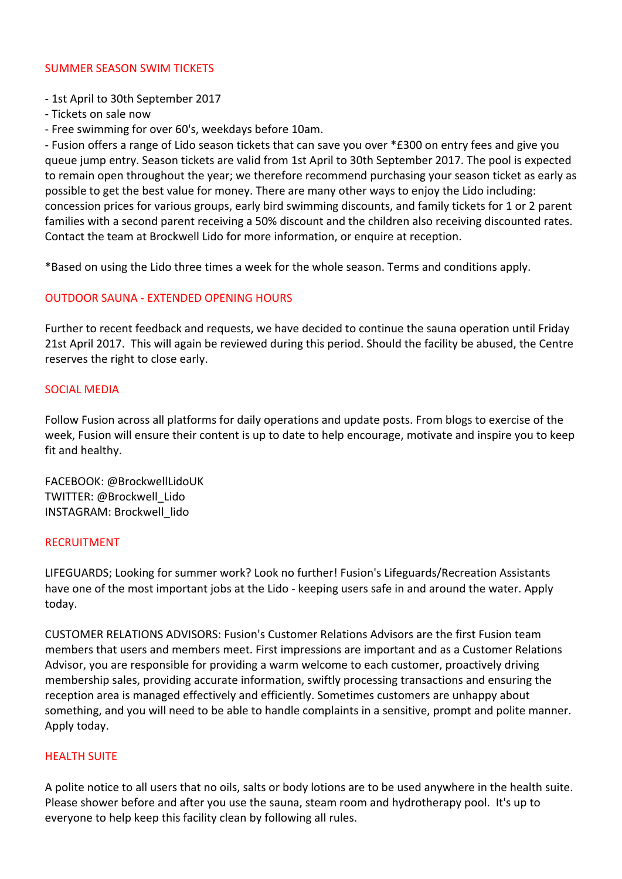## SUMMER SEASON SWIM TICKETS

- 1st April to 30th September 2017
- Tickets on sale now
- Free swimming for over 60's, weekdays before 10am.
- Fusion offers a range of Lido season tickets that can save you over *£300 on entry fees and give you queue jump entry. Season tickets are valid from 1st April to 30th September 2017. The pool is expected to remain open throughout the year; we therefore recommend purchasing your season ticket as early as possible to get the best value for money. There are many other ways to enjoy the Lido including: concession prices for various groups, early bird swimming discounts, and family tickets for 1 or 2 parent families with a second parent receiving a 50% discount and the children also receiving discounted rates. Contact the team at Brockwell Lido for more information, or enquire at reception.

*Based on using the Lido three times a week for the whole season. Terms and conditions apply.

## OUTDOOR SAUNA - EXTENDED OPENING HOURS

Further to recent feedback and requests, we have decided to continue the sauna operation until Friday 21st April 2017. This will again be reviewed during this period. Should the facility be abused, the Centre reserves the right to close early.

## SOCIAL MEDIA

Follow Fusion across all platforms for daily operations and update posts. From blogs to exercise of the week, Fusion will ensure their content is up to date to help encourage, motivate and inspire you to keep fit and healthy.

FACEBOOK: @BrockwellLidoUK
TWITTER: @Brockwell_Lido
INSTAGRAM: Brockwell_lido

## RECRUITMENT

LIFEGUARDS; Looking for summer work? Look no further! Fusion's Lifeguards/Recreation Assistants have one of the most important jobs at the Lido - keeping users safe in and around the water. Apply today.

CUSTOMER RELATIONS ADVISORS: Fusion's Customer Relations Advisors are the first Fusion team members that users and members meet. First impressions are important and as a Customer Relations Advisor, you are responsible for providing a warm welcome to each customer, proactively driving membership sales, providing accurate information, swiftly processing transactions and ensuring the reception area is managed effectively and efficiently. Sometimes customers are unhappy about something, and you will need to be able to handle complaints in a sensitive, prompt and polite manner. Apply today.

## HEALTH SUITE

A polite notice to all users that no oils, salts or body lotions are to be used anywhere in the health suite. Please shower before and after you use the sauna, steam room and hydrotherapy pool. It's up to everyone to help keep this facility clean by following all rules.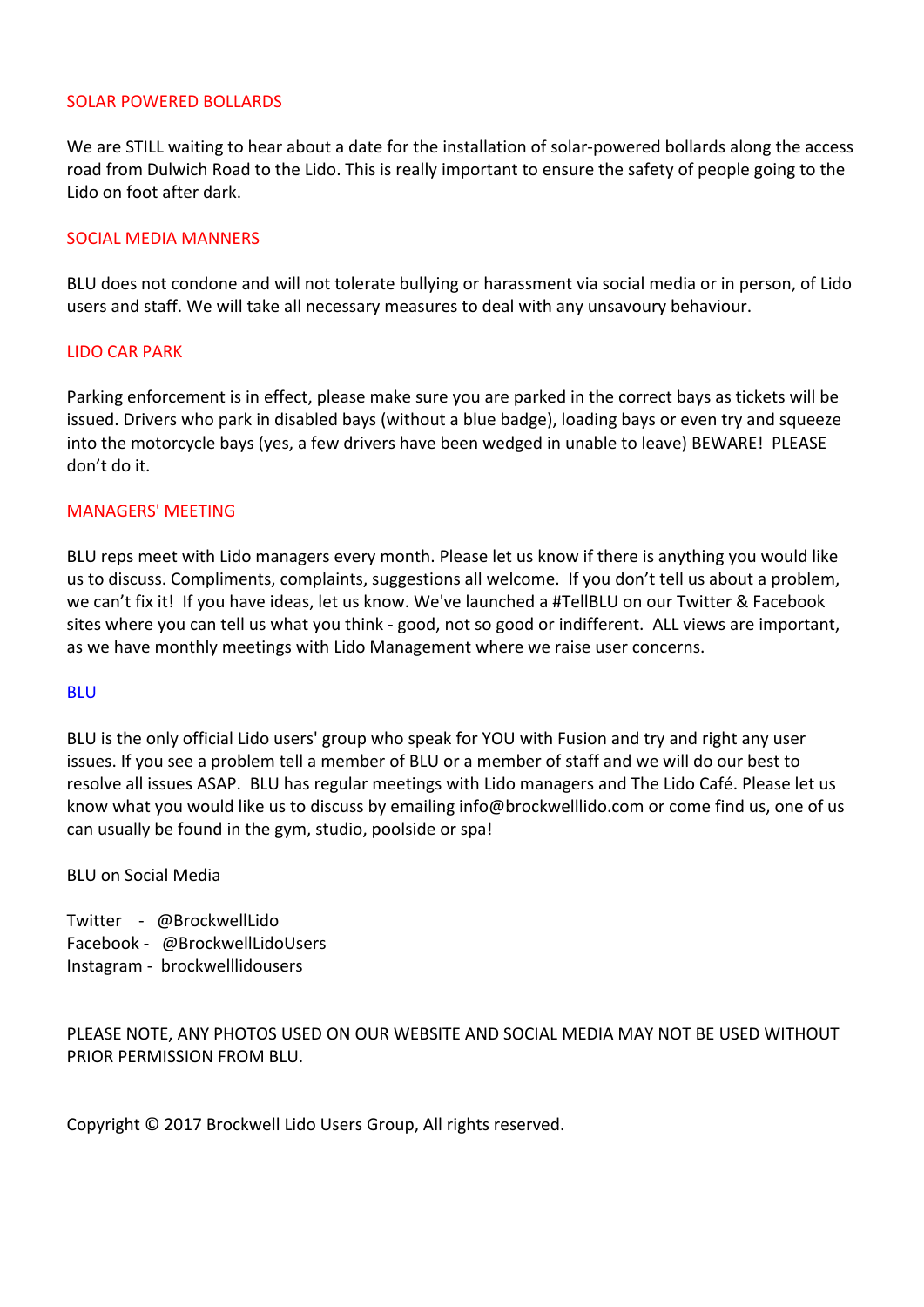## SOLAR POWERED BOLLARDS

We are STILL waiting to hear about a date for the installation of solar-powered bollards along the access road from Dulwich Road to the Lido. This is really important to ensure the safety of people going to the Lido on foot after dark.

## SOCIAL MEDIA MANNERS

BLU does not condone and will not tolerate bullying or harassment via social media or in person, of Lido users and staff. We will take all necessary measures to deal with any unsavoury behaviour.

## LIDO CAR PARK

Parking enforcement is in effect, please make sure you are parked in the correct bays as tickets will be issued. Drivers who park in disabled bays (without a blue badge), loading bays or even try and squeeze into the motorcycle bays (yes, a few drivers have been wedged in unable to leave) BEWARE! PLEASE don't do it.

## MANAGERS' MEETING

BLU reps meet with Lido managers every month. Please let us know if there is anything you would like us to discuss. Compliments, complaints, suggestions all welcome. If you don't tell us about a problem, we can't fix it! If you have ideas, let us know. We've launched a #TellBLU on our Twitter & Facebook sites where you can tell us what you think - good, not so good or indifferent. ALL views are important, as we have monthly meetings with Lido Management where we raise user concerns.

## BLU

BLU is the only official Lido users' group who speak for YOU with Fusion and try and right any user issues. If you see a problem tell a member of BLU or a member of staff and we will do our best to resolve all issues ASAP. BLU has regular meetings with Lido managers and The Lido Café. Please let us know what you would like us to discuss by emailing info@brockwelllido.com or come find us, one of us can usually be found in the gym, studio, poolside or spa!

BLU on Social Media

Twitter - @BrockwellLido
Facebook - @BrockwellLidoUsers
Instagram - brockwelllidousers

PLEASE NOTE, ANY PHOTOS USED ON OUR WEBSITE AND SOCIAL MEDIA MAY NOT BE USED WITHOUT PRIOR PERMISSION FROM BLU.

Copyright © 2017 Brockwell Lido Users Group, All rights reserved.